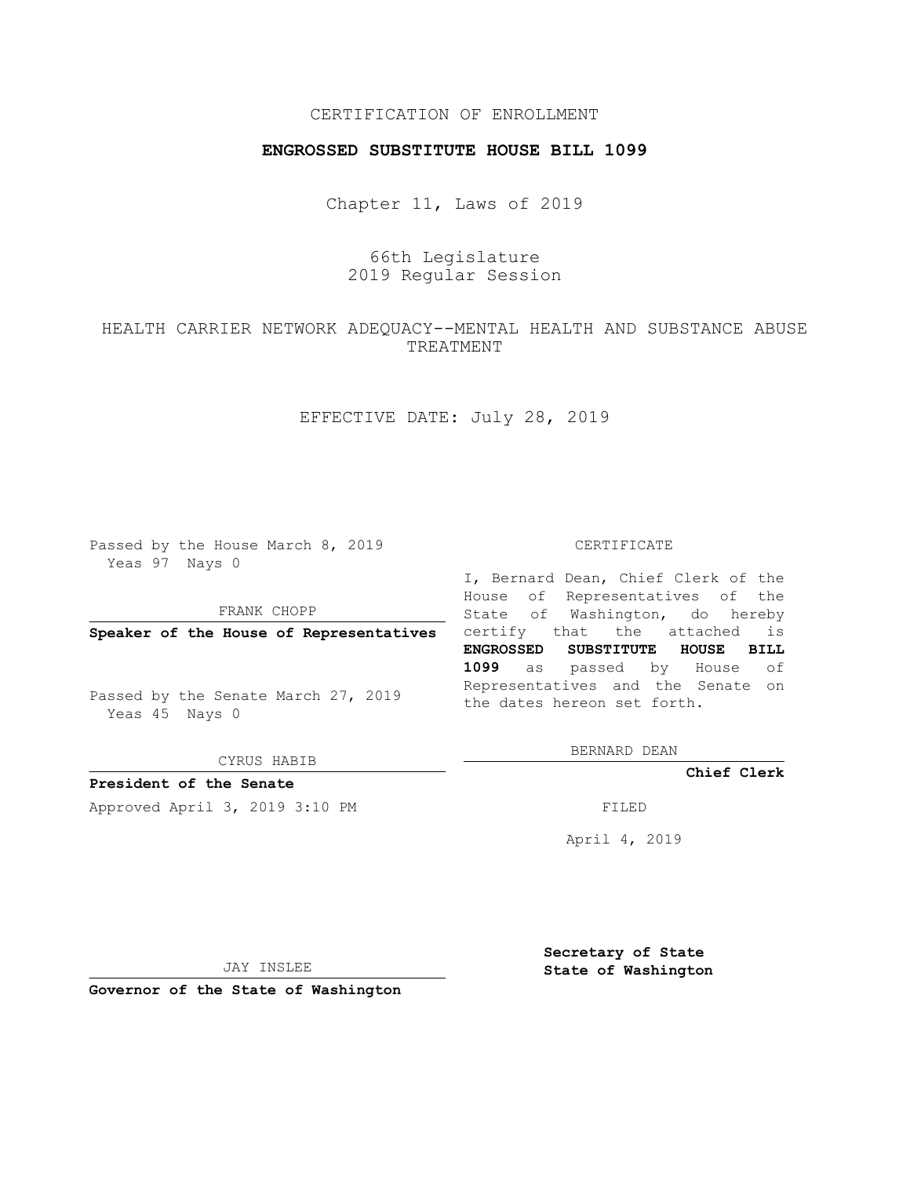CERTIFICATION OF ENROLLMENT

**ENGROSSED SUBSTITUTE HOUSE BILL 1099**

Chapter 11, Laws of 2019

66th Legislature
2019 Regular Session

HEALTH CARRIER NETWORK ADEQUACY--MENTAL HEALTH AND SUBSTANCE ABUSE TREATMENT

EFFECTIVE DATE: July 28, 2019

Passed by the House March 8, 2019
Yeas 97 Nays 0

FRANK CHOPP

**Speaker of the House of Representatives**

Passed by the Senate March 27, 2019
Yeas 45 Nays 0

CYRUS HABIB

**President of the Senate**

Approved April 3, 2019 3:10 PM

JAY INSLEE

**Governor of the State of Washington**

CERTIFICATE

I, Bernard Dean, Chief Clerk of the House of Representatives of the State of Washington, do hereby certify that the attached is **ENGROSSED SUBSTITUTE HOUSE BILL 1099** as passed by House of Representatives and the Senate on the dates hereon set forth.

BERNARD DEAN

**Chief Clerk**

FILED

April 4, 2019

**Secretary of State**
**State of Washington**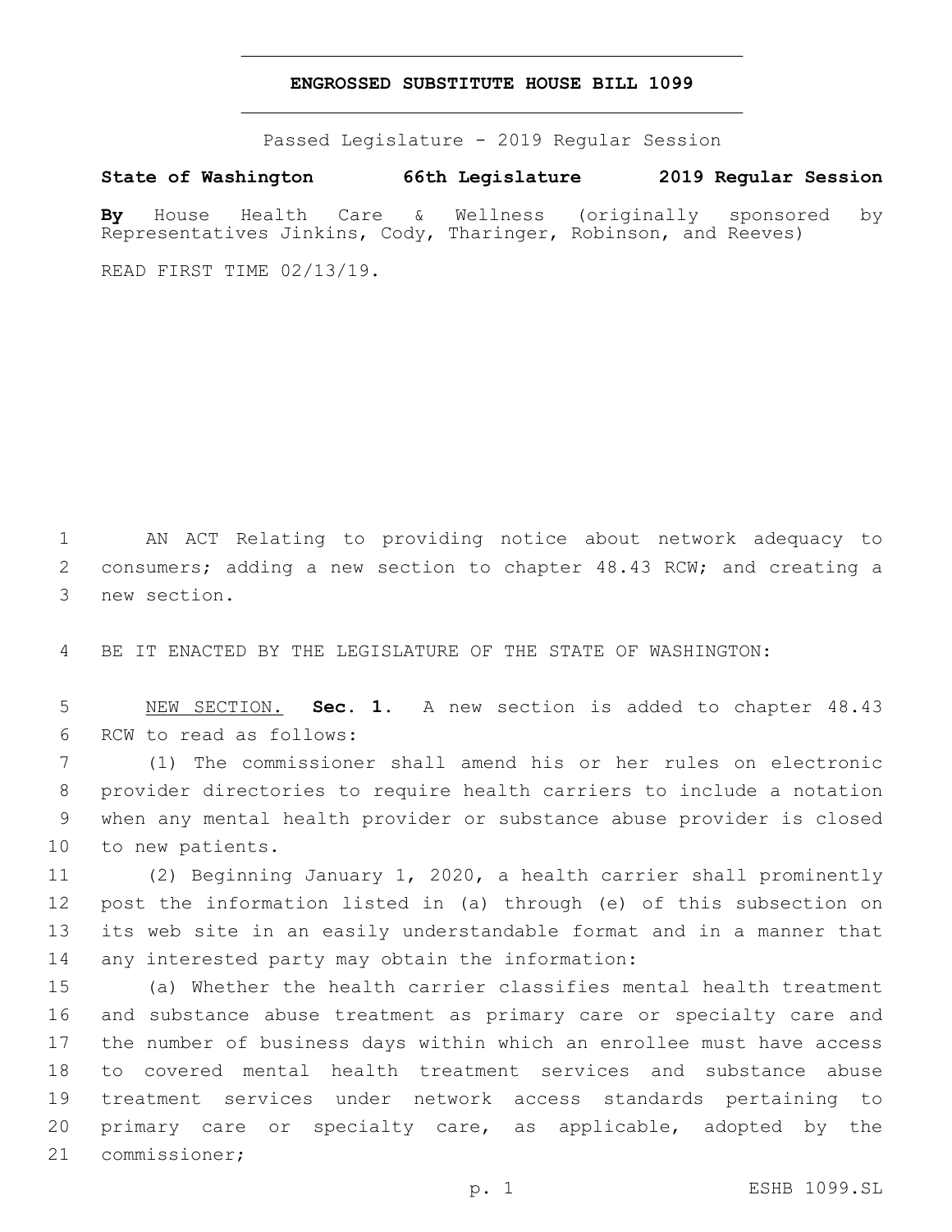**ENGROSSED SUBSTITUTE HOUSE BILL 1099**

Passed Legislature - 2019 Regular Session

**State of Washington 66th Legislature 2019 Regular Session**

**By** House Health Care & Wellness (originally sponsored by Representatives Jinkins, Cody, Tharinger, Robinson, and Reeves)

READ FIRST TIME 02/13/19.

AN ACT Relating to providing notice about network adequacy to consumers; adding a new section to chapter 48.43 RCW; and creating a new section.

BE IT ENACTED BY THE LEGISLATURE OF THE STATE OF WASHINGTON:

NEW SECTION. **Sec. 1.** A new section is added to chapter 48.43 RCW to read as follows:

(1) The commissioner shall amend his or her rules on electronic provider directories to require health carriers to include a notation when any mental health provider or substance abuse provider is closed to new patients.

(2) Beginning January 1, 2020, a health carrier shall prominently post the information listed in (a) through (e) of this subsection on its web site in an easily understandable format and in a manner that any interested party may obtain the information:

(a) Whether the health carrier classifies mental health treatment and substance abuse treatment as primary care or specialty care and the number of business days within which an enrollee must have access to covered mental health treatment services and substance abuse treatment services under network access standards pertaining to primary care or specialty care, as applicable, adopted by the commissioner;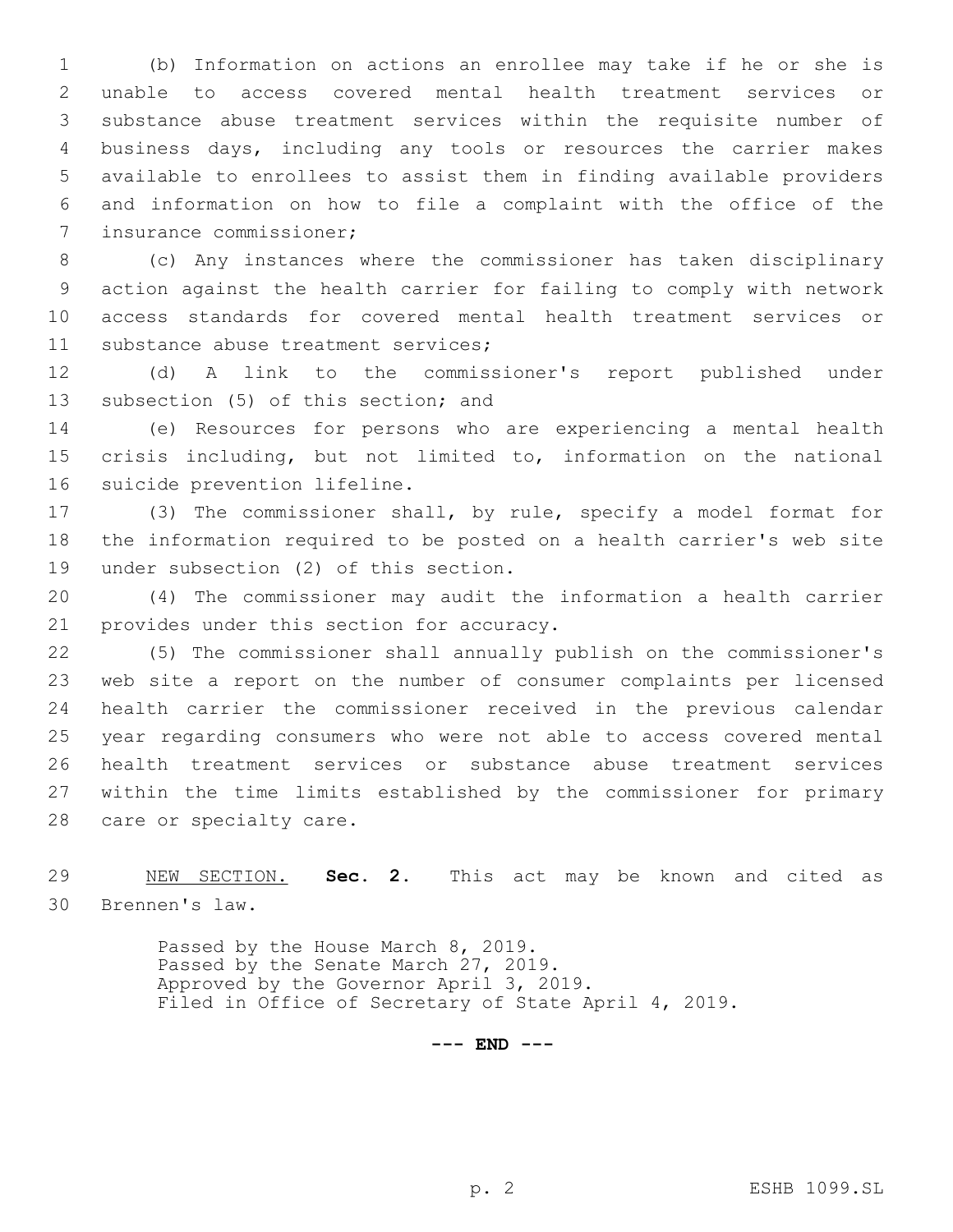(b) Information on actions an enrollee may take if he or she is unable to access covered mental health treatment services or substance abuse treatment services within the requisite number of business days, including any tools or resources the carrier makes available to enrollees to assist them in finding available providers and information on how to file a complaint with the office of the insurance commissioner;

(c) Any instances where the commissioner has taken disciplinary action against the health carrier for failing to comply with network access standards for covered mental health treatment services or substance abuse treatment services;

(d) A link to the commissioner's report published under subsection (5) of this section; and

(e) Resources for persons who are experiencing a mental health crisis including, but not limited to, information on the national suicide prevention lifeline.

(3) The commissioner shall, by rule, specify a model format for the information required to be posted on a health carrier's web site under subsection (2) of this section.

(4) The commissioner may audit the information a health carrier provides under this section for accuracy.

(5) The commissioner shall annually publish on the commissioner's web site a report on the number of consumer complaints per licensed health carrier the commissioner received in the previous calendar year regarding consumers who were not able to access covered mental health treatment services or substance abuse treatment services within the time limits established by the commissioner for primary care or specialty care.

NEW SECTION. **Sec. 2.** This act may be known and cited as Brennen's law.

Passed by the House March 8, 2019.
Passed by the Senate March 27, 2019.
Approved by the Governor April 3, 2019.
Filed in Office of Secretary of State April 4, 2019.

**--- END ---**